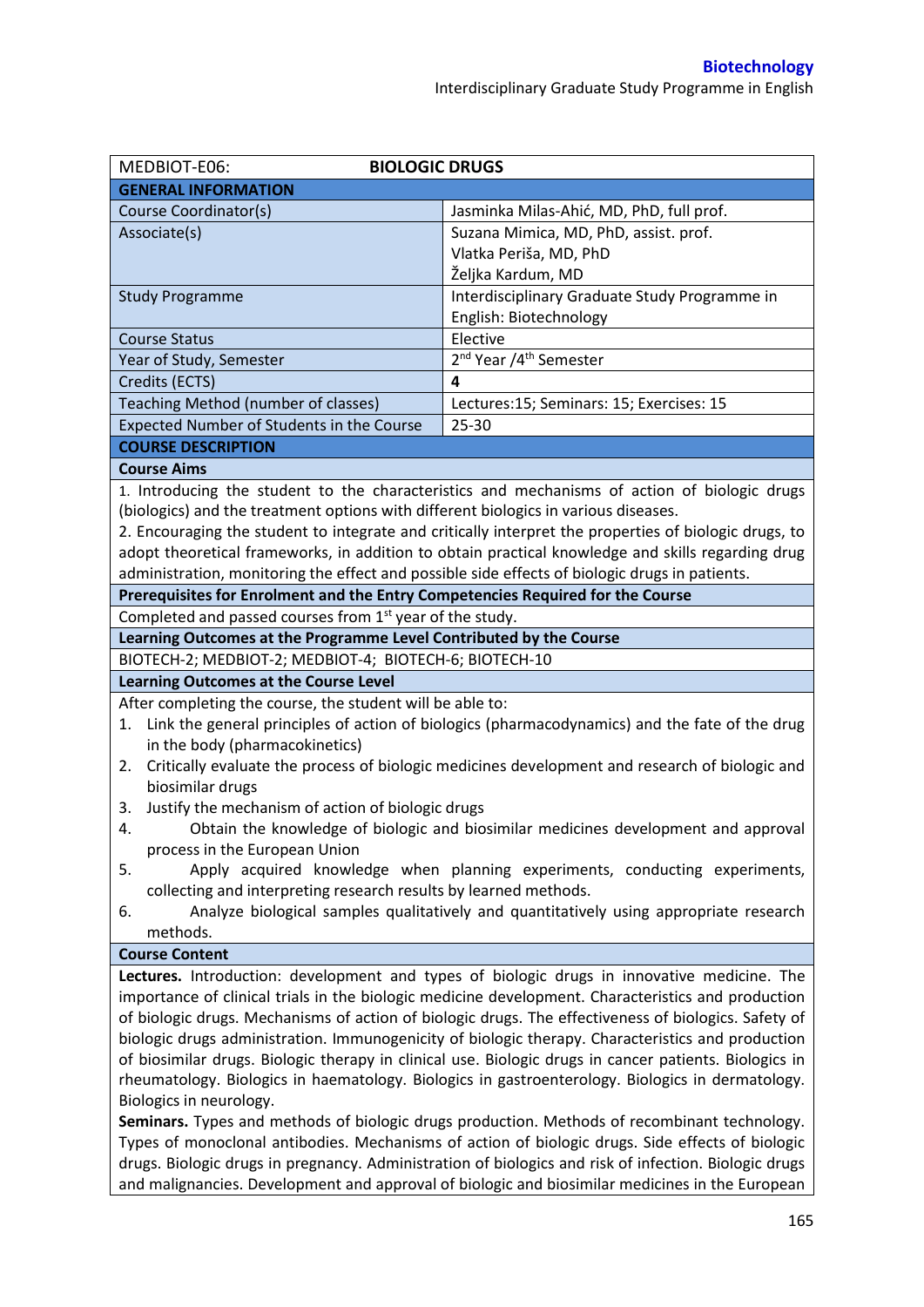| MEDBIOT-E06: | BIOLOGIC DRUGS |
|---|---|
| **GENERAL INFORMATION** | |
| Course Coordinator(s) | Jasminka Milas-Ahić, MD, PhD, full prof. |
| Associate(s) | Suzana Mimica, MD, PhD, assist. prof.<br>Vlatka Periša, MD, PhD<br>Željka Kardum, MD |
| Study Programme | Interdisciplinary Graduate Study Programme in English: Biotechnology |
| Course Status | Elective |
| Year of Study, Semester | 2nd Year /4th Semester |
| Credits (ECTS) | **4** |
| Teaching Method (number of classes) | Lectures:15; Seminars: 15; Exercises: 15 |
| Expected Number of Students in the Course | 25-30 |

**COURSE DESCRIPTION**

**Course Aims**

1. Introducing the student to the characteristics and mechanisms of action of biologic drugs (biologics) and the treatment options with different biologics in various diseases.
2. Encouraging the student to integrate and critically interpret the properties of biologic drugs, to adopt theoretical frameworks, in addition to obtain practical knowledge and skills regarding drug administration, monitoring the effect and possible side effects of biologic drugs in patients.

**Prerequisites for Enrolment and the Entry Competencies Required for the Course**

Completed and passed courses from 1st year of the study.

**Learning Outcomes at the Programme Level Contributed by the Course**

BIOTECH-2; MEDBIOT-2; MEDBIOT-4; BIOTECH-6; BIOTECH-10

**Learning Outcomes at the Course Level**

After completing the course, the student will be able to:

1. Link the general principles of action of biologics (pharmacodynamics) and the fate of the drug in the body (pharmacokinetics)
2. Critically evaluate the process of biologic medicines development and research of biologic and biosimilar drugs
3. Justify the mechanism of action of biologic drugs
4. Obtain the knowledge of biologic and biosimilar medicines development and approval process in the European Union
5. Apply acquired knowledge when planning experiments, conducting experiments, collecting and interpreting research results by learned methods.
6. Analyze biological samples qualitatively and quantitatively using appropriate research methods.

**Course Content**

**Lectures.** Introduction: development and types of biologic drugs in innovative medicine. The importance of clinical trials in the biologic medicine development. Characteristics and production of biologic drugs. Mechanisms of action of biologic drugs. The effectiveness of biologics. Safety of biologic drugs administration. Immunogenicity of biologic therapy. Characteristics and production of biosimilar drugs. Biologic therapy in clinical use. Biologic drugs in cancer patients. Biologics in rheumatology. Biologics in haematology. Biologics in gastroenterology. Biologics in dermatology. Biologics in neurology.

**Seminars.** Types and methods of biologic drugs production. Methods of recombinant technology. Types of monoclonal antibodies. Mechanisms of action of biologic drugs. Side effects of biologic drugs. Biologic drugs in pregnancy. Administration of biologics and risk of infection. Biologic drugs and malignancies. Development and approval of biologic and biosimilar medicines in the European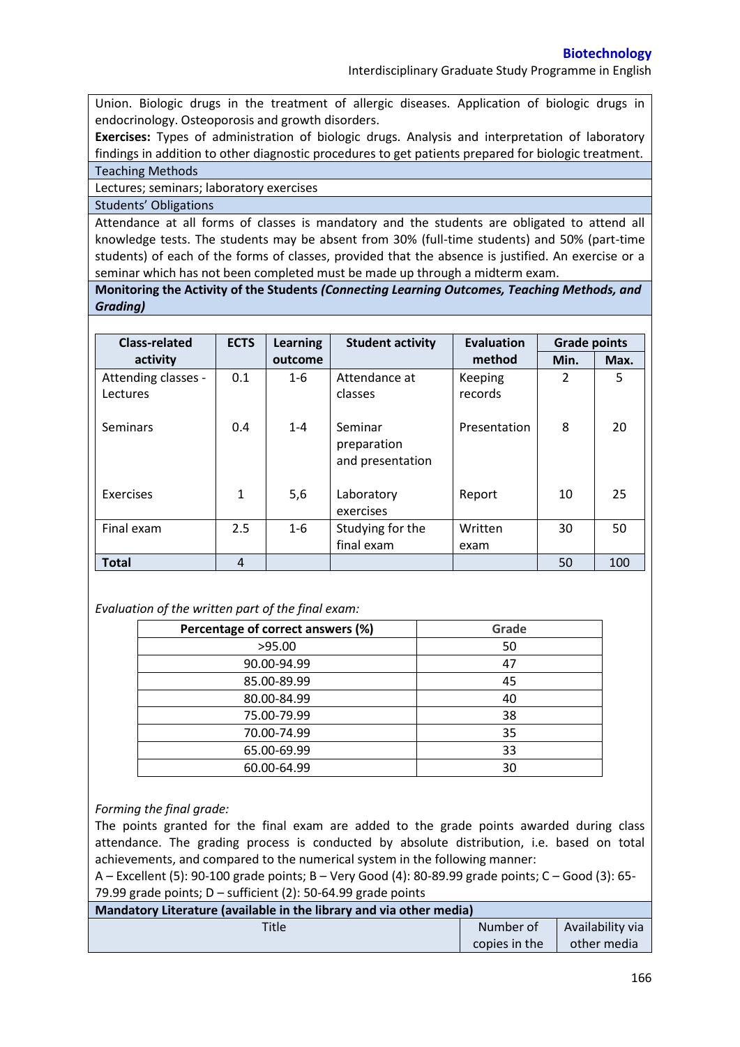Union. Biologic drugs in the treatment of allergic diseases. Application of biologic drugs in endocrinology. Osteoporosis and growth disorders.

**Exercises:** Types of administration of biologic drugs. Analysis and interpretation of laboratory findings in addition to other diagnostic procedures to get patients prepared for biologic treatment.

Teaching Methods

Lectures; seminars; laboratory exercises

Students' Obligations

Attendance at all forms of classes is mandatory and the students are obligated to attend all knowledge tests. The students may be absent from 30% (full-time students) and 50% (part-time students) of each of the forms of classes, provided that the absence is justified. An exercise or a seminar which has not been completed must be made up through a midterm exam.

**Monitoring the Activity of the Students *(Connecting Learning Outcomes, Teaching Methods, and Grading)***

| Class-related activity | ECTS | Learning outcome | Student activity | Evaluation method | Grade points | |
|---|---|---|---|---|---|---|
| | | | | | Min. | Max. |
| Attending classes - Lectures | 0.1 | 1-6 | Attendance at classes | Keeping records | 2 | 5 |
| Seminars | 0.4 | 1-4 | Seminar preparation and presentation | Presentation | 8 | 20 |
| Exercises | 1 | 5,6 | Laboratory exercises | Report | 10 | 25 |
| Final exam | 2.5 | 1-6 | Studying for the final exam | Written exam | 30 | 50 |
| **Total** | 4 | | | | 50 | 100 |

*Evaluation of the written part of the final exam:*

| Percentage of correct answers (%) | Grade |
|---|---|
| >95.00 | 50 |
| 90.00-94.99 | 47 |
| 85.00-89.99 | 45 |
| 80.00-84.99 | 40 |
| 75.00-79.99 | 38 |
| 70.00-74.99 | 35 |
| 65.00-69.99 | 33 |
| 60.00-64.99 | 30 |

*Forming the final grade:*

The points granted for the final exam are added to the grade points awarded during class attendance. The grading process is conducted by absolute distribution, i.e. based on total achievements, and compared to the numerical system in the following manner:

A – Excellent (5): 90-100 grade points; B – Very Good (4): 80-89.99 grade points; C – Good (3): 65-79.99 grade points; D – sufficient (2): 50-64.99 grade points

**Mandatory Literature (available in the library and via other media)**

| Title | Number of copies in the | Availability via other media |
|---|---|---|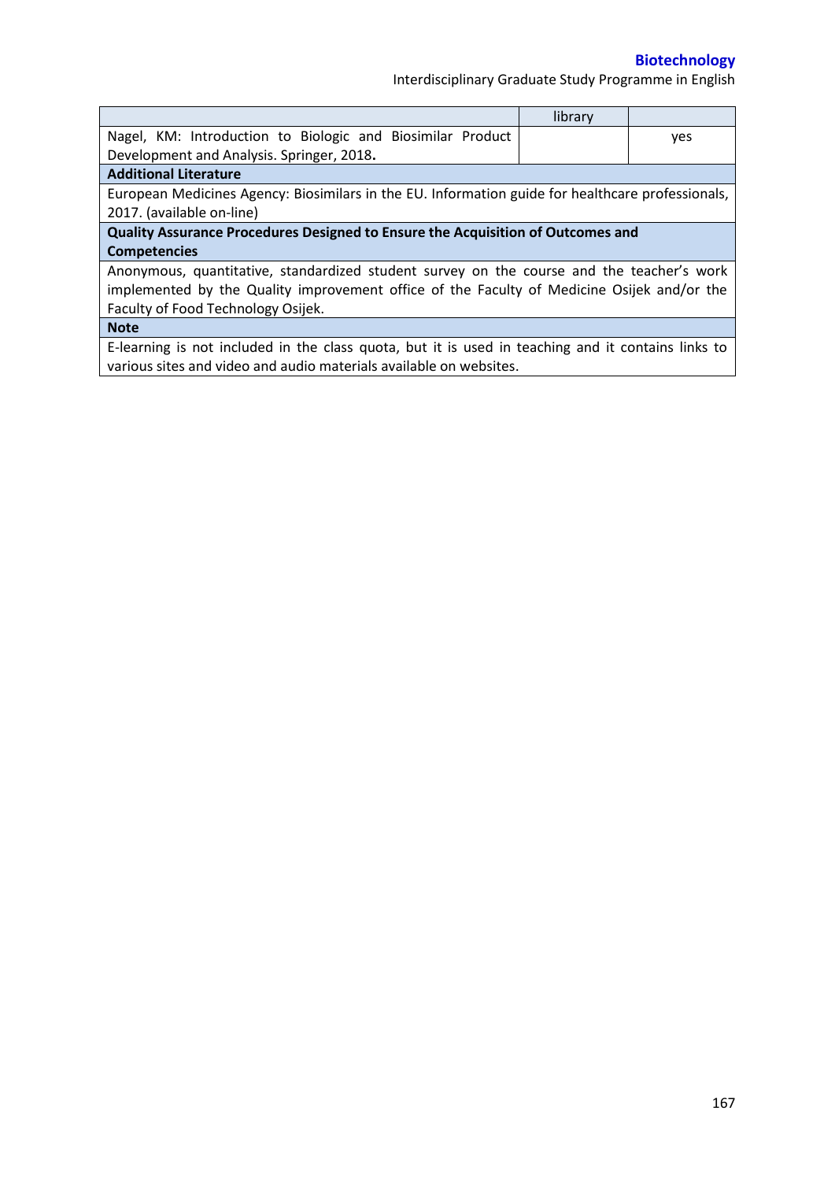| | library | |
|---|---|---|
| Nagel, KM: Introduction to Biologic and Biosimilar Product Development and Analysis. Springer, 2018**.** | | yes |

**Additional Literature**

European Medicines Agency: Biosimilars in the EU. Information guide for healthcare professionals, 2017. (available on-line)

**Quality Assurance Procedures Designed to Ensure the Acquisition of Outcomes and Competencies**

Anonymous, quantitative, standardized student survey on the course and the teacher's work implemented by the Quality improvement office of the Faculty of Medicine Osijek and/or the Faculty of Food Technology Osijek.

**Note**

E-learning is not included in the class quota, but it is used in teaching and it contains links to various sites and video and audio materials available on websites.